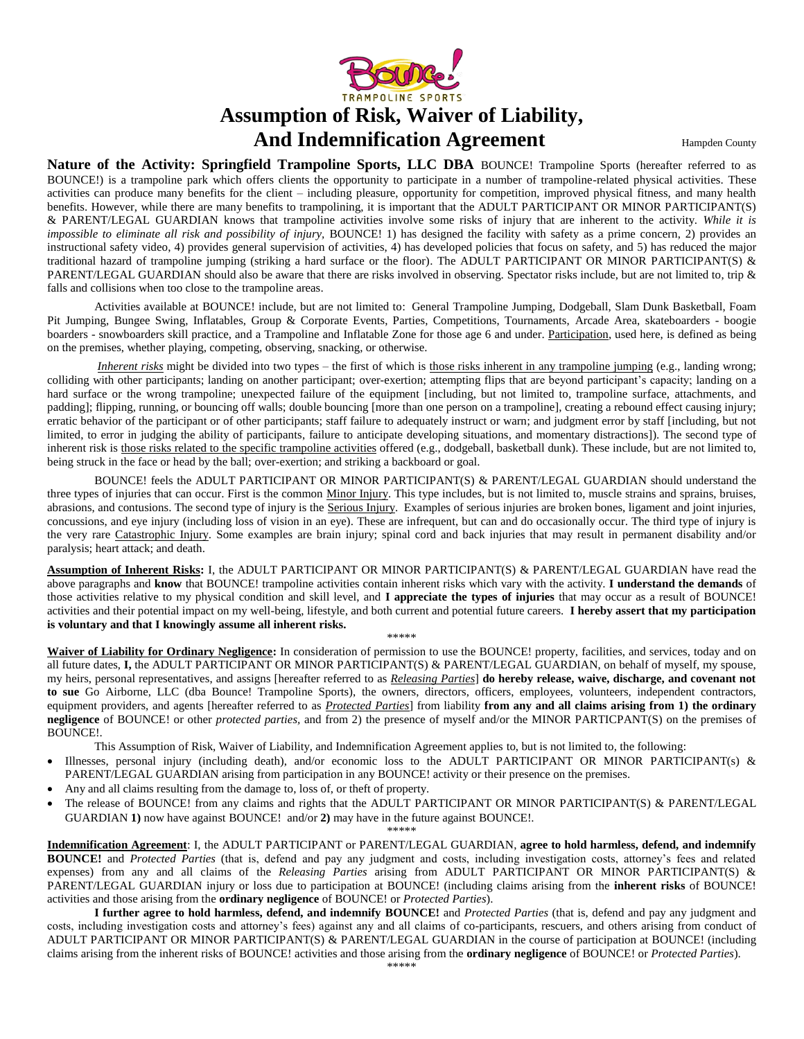# Assumption of Risk, Waiver of Liability, And Indemnification Agreement

Hampden County

**Nature of the Activity: Springfield Trampoline Sports, LLC DBA** BOUNCE! Trampoline Sports (hereafter referred to as BOUNCE!) is a trampoline park which offers clients the opportunity to participate in a number of trampoline-related physical activities. These activities can produce many benefits for the client – including pleasure, opportunity for competition, improved physical fitness, and many health benefits. However, while there are many benefits to trampolining, it is important that the ADULT PARTICIPANT OR MINOR PARTICIPANT(S) & PARENT/LEGAL GUARDIAN knows that trampoline activities involve some risks of injury that are inherent to the activity. *While it is impossible to eliminate all risk and possibility of injury*, BOUNCE! 1) has designed the facility with safety as a prime concern, 2) provides an instructional safety video, 4) provides general supervision of activities, 4) has developed policies that focus on safety, and 5) has reduced the major traditional hazard of trampoline jumping (striking a hard surface or the floor). The ADULT PARTICIPANT OR MINOR PARTICIPANT(S) & PARENT/LEGAL GUARDIAN should also be aware that there are risks involved in observing. Spectator risks include, but are not limited to, trip & falls and collisions when too close to the trampoline areas.

Activities available at BOUNCE! include, but are not limited to: General Trampoline Jumping, Dodgeball, Slam Dunk Basketball, Foam Pit Jumping, Bungee Swing, Inflatables, Group & Corporate Events, Parties, Competitions, Tournaments, Arcade Area, skateboarders - boogie boarders - snowboarders skill practice, and a Trampoline and Inflatable Zone for those age 6 and under. Participation, used here, is defined as being on the premises, whether playing, competing, observing, snacking, or otherwise.

*Inherent risks* might be divided into two types – the first of which is those risks inherent in any trampoline jumping (e.g., landing wrong; colliding with other participants; landing on another participant; over-exertion; attempting flips that are beyond participant's capacity; landing on a hard surface or the wrong trampoline; unexpected failure of the equipment [including, but not limited to, trampoline surface, attachments, and padding]; flipping, running, or bouncing off walls; double bouncing [more than one person on a trampoline], creating a rebound effect causing injury; erratic behavior of the participant or of other participants; staff failure to adequately instruct or warn; and judgment error by staff [including, but not limited, to error in judging the ability of participants, failure to anticipate developing situations, and momentary distractions]). The second type of inherent risk is those risks related to the specific trampoline activities offered (e.g., dodgeball, basketball dunk). These include, but are not limited to, being struck in the face or head by the ball; over-exertion; and striking a backboard or goal.

BOUNCE! feels the ADULT PARTICIPANT OR MINOR PARTICIPANT(S) & PARENT/LEGAL GUARDIAN should understand the three types of injuries that can occur. First is the common Minor Injury. This type includes, but is not limited to, muscle strains and sprains, bruises, abrasions, and contusions. The second type of injury is the Serious Injury. Examples of serious injuries are broken bones, ligament and joint injuries, concussions, and eye injury (including loss of vision in an eye). These are infrequent, but can and do occasionally occur. The third type of injury is the very rare Catastrophic Injury. Some examples are brain injury; spinal cord and back injuries that may result in permanent disability and/or paralysis; heart attack; and death.

**Assumption of Inherent Risks:** I, the ADULT PARTICIPANT OR MINOR PARTICIPANT(S) & PARENT/LEGAL GUARDIAN have read the above paragraphs and **know** that BOUNCE! trampoline activities contain inherent risks which vary with the activity. **I understand the demands** of those activities relative to my physical condition and skill level, and **I appreciate the types of injuries** that may occur as a result of BOUNCE! activities and their potential impact on my well-being, lifestyle, and both current and potential future careers. **I hereby assert that my participation is voluntary and that I knowingly assume all inherent risks.**

\*\*\*\*\*

**Waiver of Liability for Ordinary Negligence:** In consideration of permission to use the BOUNCE! property, facilities, and services, today and on all future dates, **I,** the ADULT PARTICIPANT OR MINOR PARTICIPANT(S) & PARENT/LEGAL GUARDIAN, on behalf of myself, my spouse, my heirs, personal representatives, and assigns [hereafter referred to as *Releasing Parties*] **do hereby release, waive, discharge, and covenant not to sue** Go Airborne, LLC (dba Bounce! Trampoline Sports), the owners, directors, officers, employees, volunteers, independent contractors, equipment providers, and agents [hereafter referred to as *Protected Parties*] from liability **from any and all claims arising from 1) the ordinary negligence** of BOUNCE! or other *protected parties*, and from 2) the presence of myself and/or the MINOR PARTICPANT(S) on the premises of BOUNCE!.

This Assumption of Risk, Waiver of Liability, and Indemnification Agreement applies to, but is not limited to, the following:

- Illnesses, personal injury (including death), and/or economic loss to the ADULT PARTICIPANT OR MINOR PARTICIPANT(s) & PARENT/LEGAL GUARDIAN arising from participation in any BOUNCE! activity or their presence on the premises.
- Any and all claims resulting from the damage to, loss of, or theft of property.
- The release of BOUNCE! from any claims and rights that the ADULT PARTICIPANT OR MINOR PARTICIPANT(S) & PARENT/LEGAL GUARDIAN **1)** now have against BOUNCE! and/or **2)** may have in the future against BOUNCE!.

\*\*\*\*\*

**Indemnification Agreement**: I, the ADULT PARTICIPANT or PARENT/LEGAL GUARDIAN, **agree to hold harmless, defend, and indemnify BOUNCE!** and *Protected Parties* (that is, defend and pay any judgment and costs, including investigation costs, attorney's fees and related expenses) from any and all claims of the *Releasing Parties* arising from ADULT PARTICIPANT OR MINOR PARTICIPANT(S) & PARENT/LEGAL GUARDIAN injury or loss due to participation at BOUNCE! (including claims arising from the **inherent risks** of BOUNCE! activities and those arising from the **ordinary negligence** of BOUNCE! or *Protected Parties*).

**I further agree to hold harmless, defend, and indemnify BOUNCE!** and *Protected Parties* (that is, defend and pay any judgment and costs, including investigation costs and attorney's fees) against any and all claims of co-participants, rescuers, and others arising from conduct of ADULT PARTICIPANT OR MINOR PARTICIPANT(S) & PARENT/LEGAL GUARDIAN in the course of participation at BOUNCE! (including claims arising from the inherent risks of BOUNCE! activities and those arising from the **ordinary negligence** of BOUNCE! or *Protected Parties*).

\*\*\*\*\*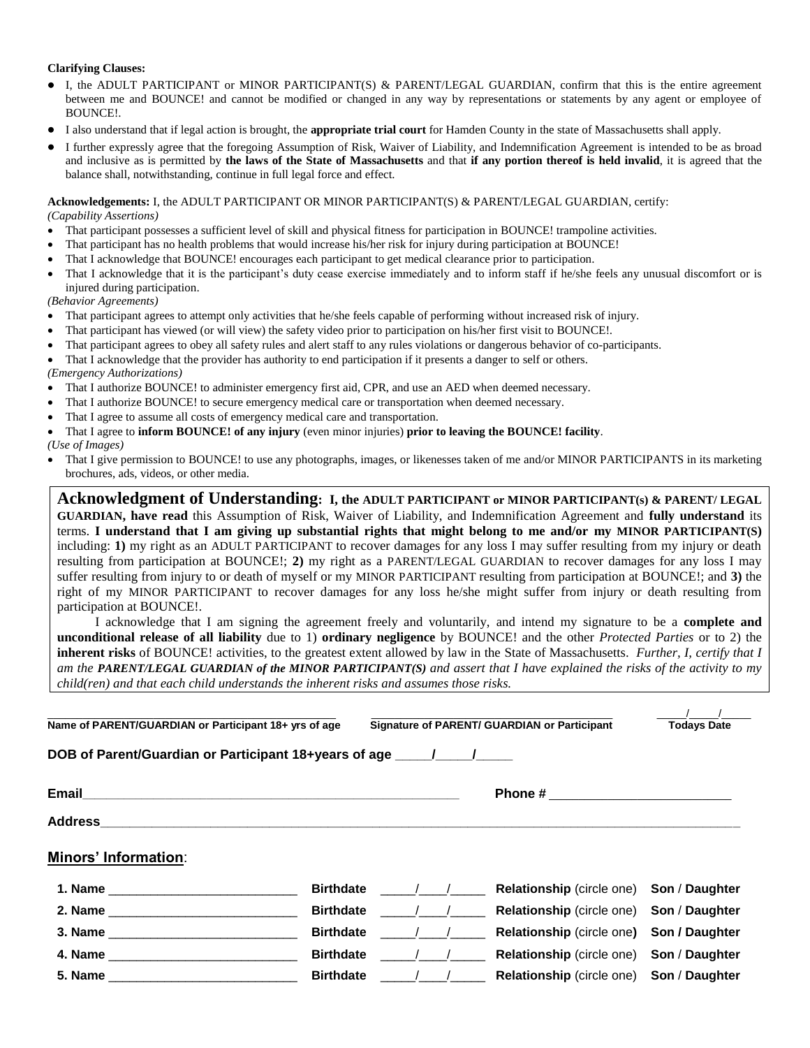**Clarifying Clauses:**

- I, the ADULT PARTICIPANT or MINOR PARTICIPANT(S) & PARENT/LEGAL GUARDIAN, confirm that this is the entire agreement between me and BOUNCE! and cannot be modified or changed in any way by representations or statements by any agent or employee of BOUNCE!.
- I also understand that if legal action is brought, the **appropriate trial court** for Hamden County in the state of Massachusetts shall apply.
- I further expressly agree that the foregoing Assumption of Risk, Waiver of Liability, and Indemnification Agreement is intended to be as broad and inclusive as is permitted by **the laws of the State of Massachusetts** and that **if any portion thereof is held invalid**, it is agreed that the balance shall, notwithstanding, continue in full legal force and effect.

**Acknowledgements:** I, the ADULT PARTICIPANT OR MINOR PARTICIPANT(S) & PARENT/LEGAL GUARDIAN, certify:

*(Capability Assertions)*

- That participant possesses a sufficient level of skill and physical fitness for participation in BOUNCE! trampoline activities.
- That participant has no health problems that would increase his/her risk for injury during participation at BOUNCE!
- That I acknowledge that BOUNCE! encourages each participant to get medical clearance prior to participation.
- That I acknowledge that it is the participant's duty cease exercise immediately and to inform staff if he/she feels any unusual discomfort or is injured during participation.

*(Behavior Agreements)*

- That participant agrees to attempt only activities that he/she feels capable of performing without increased risk of injury.
- That participant has viewed (or will view) the safety video prior to participation on his/her first visit to BOUNCE!.
- That participant agrees to obey all safety rules and alert staff to any rules violations or dangerous behavior of co-participants.
- That I acknowledge that the provider has authority to end participation if it presents a danger to self or others.

*(Emergency Authorizations)*

- That I authorize BOUNCE! to administer emergency first aid, CPR, and use an AED when deemed necessary.
- That I authorize BOUNCE! to secure emergency medical care or transportation when deemed necessary.
- That I agree to assume all costs of emergency medical care and transportation.
- That I agree to **inform BOUNCE! of any injury** (even minor injuries) **prior to leaving the BOUNCE! facility**.

*(Use of Images)*

- That I give permission to BOUNCE! to use any photographs, images, or likenesses taken of me and/or MINOR PARTICIPANTS in its marketing brochures, ads, videos, or other media.

**Acknowledgment of Understanding: I, the ADULT PARTICIPANT or MINOR PARTICIPANT(s) & PARENT/ LEGAL GUARDIAN, have read** this Assumption of Risk, Waiver of Liability, and Indemnification Agreement and **fully understand** its terms. **I understand that I am giving up substantial rights that might belong to me and/or my MINOR PARTICIPANT(S)** including: **1)** my right as an ADULT PARTICIPANT to recover damages for any loss I may suffer resulting from my injury or death resulting from participation at BOUNCE!; **2)** my right as a PARENT/LEGAL GUARDIAN to recover damages for any loss I may suffer resulting from injury to or death of myself or my MINOR PARTICIPANT resulting from participation at BOUNCE!; and **3)** the right of my MINOR PARTICIPANT to recover damages for any loss he/she might suffer from injury or death resulting from participation at BOUNCE!.

I acknowledge that I am signing the agreement freely and voluntarily, and intend my signature to be a **complete and unconditional release of all liability** due to 1) **ordinary negligence** by BOUNCE! and the other *Protected Parties* or to 2) the **inherent risks** of BOUNCE! activities, to the greatest extent allowed by law in the State of Massachusetts. *Further, I, certify that I am the **PARENT/LEGAL GUARDIAN of the MINOR PARTICIPANT(S)** and assert that I have explained the risks of the activity to my child(ren) and that each child understands the inherent risks and assumes those risks.*

| | | |
|---|---|---|
| ______________________________ | ______________________________ | \_\_\_\_/\_\_\_\_/\_\_\_\_ |
| **Name of PARENT/GUARDIAN or Participant 18+ yrs of age** | **Signature of PARENT/ GUARDIAN or Participant** | **Todays Date** |

**DOB of Parent/Guardian or Participant 18+years of age \_\_\_\_\_/\_\_\_\_\_/\_\_\_\_\_**

**Email**\_______________________________________________ **Phone #** _______________________

**Address**_____________________________________________________________________________

## Minors' Information:

| | | | |
|---|---|---|---|
| **1. Name** ___________________________ | **Birthdate** \_\_\_\_\_/\_\_\_\_/\_\_\_\_\_ | **Relationship** (circle one) | **Son** / **Daughter** |
| **2. Name** ___________________________ | **Birthdate** \_\_\_\_\_/\_\_\_\_/\_\_\_\_\_ | **Relationship** (circle one) | **Son** / **Daughter** |
| **3. Name** ___________________________ | **Birthdate** \_\_\_\_\_/\_\_\_\_/\_\_\_\_\_ | **Relationship** (circle one) | **Son / Daughter** |
| **4. Name** ___________________________ | **Birthdate** \_\_\_\_\_/\_\_\_\_/\_\_\_\_\_ | **Relationship** (circle one) | **Son** / **Daughter** |
| **5. Name** ___________________________ | **Birthdate** \_\_\_\_\_/\_\_\_\_/\_\_\_\_\_ | **Relationship** (circle one) | **Son** / **Daughter** |